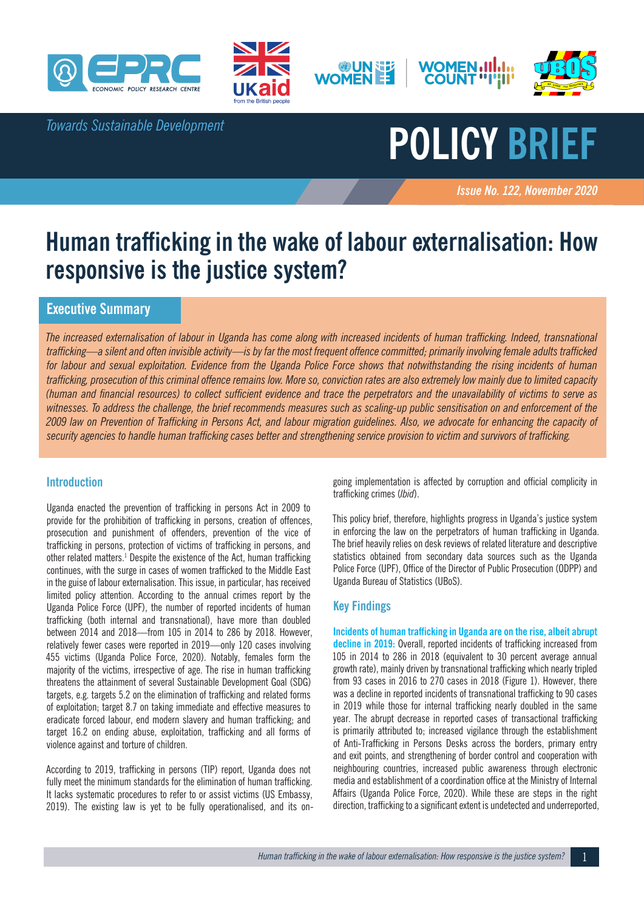*Towards Sustainable Development*

# POLICY BRIEF

***Issue No. 122, November 2020***

# Human trafficking in the wake of labour externalisation: How responsive is the justice system?

## Executive Summary

*The increased externalisation of labour in Uganda has come along with increased incidents of human trafficking. Indeed, transnational trafficking—a silent and often invisible activity—is by far the most frequent offence committed; primarily involving female adults trafficked for labour and sexual exploitation. Evidence from the Uganda Police Force shows that notwithstanding the rising incidents of human trafficking, prosecution of this criminal offence remains low. More so, conviction rates are also extremely low mainly due to limited capacity (human and financial resources) to collect sufficient evidence and trace the perpetrators and the unavailability of victims to serve as witnesses. To address the challenge, the brief recommends measures such as scaling-up public sensitisation on and enforcement of the 2009 law on Prevention of Trafficking in Persons Act, and labour migration guidelines. Also, we advocate for enhancing the capacity of security agencies to handle human trafficking cases better and strengthening service provision to victim and survivors of trafficking.*

## Introduction

Uganda enacted the prevention of trafficking in persons Act in 2009 to provide for the prohibition of trafficking in persons, creation of offences, prosecution and punishment of offenders, prevention of the vice of trafficking in persons, protection of victims of trafficking in persons, and other related matters.[1] Despite the existence of the Act, human trafficking continues, with the surge in cases of women trafficked to the Middle East in the guise of labour externalisation. This issue, in particular, has received limited policy attention. According to the annual crimes report by the Uganda Police Force (UPF), the number of reported incidents of human trafficking (both internal and transnational), have more than doubled between 2014 and 2018—from 105 in 2014 to 286 by 2018. However, relatively fewer cases were reported in 2019—only 120 cases involving 455 victims (Uganda Police Force, 2020). Notably, females form the majority of the victims, irrespective of age. The rise in human trafficking threatens the attainment of several Sustainable Development Goal (SDG) targets, e.g. targets 5.2 on the elimination of trafficking and related forms of exploitation; target 8.7 on taking immediate and effective measures to eradicate forced labour, end modern slavery and human trafficking; and target 16.2 on ending abuse, exploitation, trafficking and all forms of violence against and torture of children.

According to 2019, trafficking in persons (TIP) report, Uganda does not fully meet the minimum standards for the elimination of human trafficking. It lacks systematic procedures to refer to or assist victims (US Embassy, 2019). The existing law is yet to be fully operationalised, and its on-going implementation is affected by corruption and official complicity in trafficking crimes (*Ibid*).

This policy brief, therefore, highlights progress in Uganda's justice system in enforcing the law on the perpetrators of human trafficking in Uganda. The brief heavily relies on desk reviews of related literature and descriptive statistics obtained from secondary data sources such as the Uganda Police Force (UPF), Office of the Director of Public Prosecution (ODPP) and Uganda Bureau of Statistics (UBoS).

## Key Findings

**Incidents of human trafficking in Uganda are on the rise, albeit abrupt decline in 2019:** Overall, reported incidents of trafficking increased from 105 in 2014 to 286 in 2018 (equivalent to 30 percent average annual growth rate), mainly driven by transnational trafficking which nearly tripled from 93 cases in 2016 to 270 cases in 2018 (Figure 1). However, there was a decline in reported incidents of transnational trafficking to 90 cases in 2019 while those for internal trafficking nearly doubled in the same year. The abrupt decrease in reported cases of transactional trafficking is primarily attributed to; increased vigilance through the establishment of Anti-Trafficking in Persons Desks across the borders, primary entry and exit points, and strengthening of border control and cooperation with neighbouring countries, increased public awareness through electronic media and establishment of a coordination office at the Ministry of Internal Affairs (Uganda Police Force, 2020). While these are steps in the right direction, trafficking to a significant extent is undetected and underreported,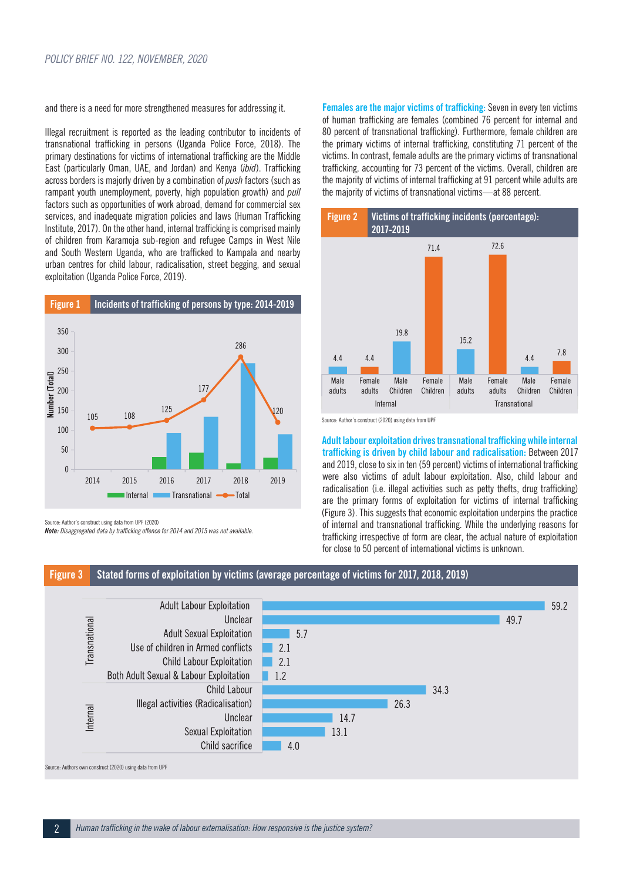and there is a need for more strengthened measures for addressing it.

Illegal recruitment is reported as the leading contributor to incidents of transnational trafficking in persons (Uganda Police Force, 2018). The primary destinations for victims of international trafficking are the Middle East (particularly Oman, UAE, and Jordan) and Kenya (*ibid*). Trafficking across borders is majorly driven by a combination of *push* factors (such as rampant youth unemployment, poverty, high population growth) and *pull* factors such as opportunities of work abroad, demand for commercial sex services, and inadequate migration policies and laws (Human Trafficking Institute, 2017). On the other hand, internal trafficking is comprised mainly of children from Karamoja sub-region and refugee Camps in West Nile and South Western Uganda, who are trafficked to Kampala and nearby urban centres for child labour, radicalisation, street begging, and sexual exploitation (Uganda Police Force, 2019).

**Figure 1 Incidents of trafficking of persons by type: 2014-2019**

| Year | Internal | Transnational | Total |
|---|---|---|---|
| 2014 | | | 105 |
| 2015 | | | 108 |
| 2016 | | | 125 |
| 2017 | | | 177 |
| 2018 | | | 286 |
| 2019 | | | 120 |

Source: Author's construct using data from UPF (2020)
***Note:*** *Disaggregated data by trafficking offence for 2014 and 2015 was not available.*

**Females are the major victims of trafficking:** Seven in every ten victims of human trafficking are females (combined 76 percent for internal and 80 percent of transnational trafficking). Furthermore, female children are the primary victims of internal trafficking, constituting 71 percent of the victims. In contrast, female adults are the primary victims of transnational trafficking, accounting for 73 percent of the victims. Overall, children are the majority of victims of internal trafficking at 91 percent while adults are the majority of victims of transnational victims—at 88 percent.

**Figure 2 Victims of trafficking incidents (percentage): 2017-2019**

| | Male adults | Female adults | Male Children | Female Children |
|---|---|---|---|---|
| Internal | 4.4 | 4.4 | 19.8 | 71.4 |
| Transnational | 15.2 | 72.6 | 4.4 | 7.8 |

Source: Author's construct (2020) using data from UPF

**Adult labour exploitation drives transnational trafficking while internal trafficking is driven by child labour and radicalisation:** Between 2017 and 2019, close to six in ten (59 percent) victims of international trafficking were also victims of adult labour exploitation. Also, child labour and radicalisation (i.e. illegal activities such as petty thefts, drug trafficking) are the primary forms of exploitation for victims of internal trafficking (Figure 3). This suggests that economic exploitation underpins the practice of internal and transnational trafficking. While the underlying reasons for trafficking irrespective of form are clear, the actual nature of exploitation for close to 50 percent of international victims is unknown.

**Figure 3 Stated forms of exploitation by victims (average percentage of victims for 2017, 2018, 2019)**

| | Form of exploitation | Percentage |
|---|---|---|
| Transnational | Adult Labour Exploitation | 59.2 |
| | Unclear | 49.7 |
| | Adult Sexual Exploitation | 5.7 |
| | Use of children in Armed conflicts | 2.1 |
| | Child Labour Exploitation | 2.1 |
| | Both Adult Sexual & Labour Exploitation | 1.2 |
| Internal | Child Labour | 34.3 |
| | Illegal activities (Radicalisation) | 26.3 |
| | Unclear | 14.7 |
| | Sexual Exploitation | 13.1 |
| | Child sacrifice | 4.0 |

Source: Authors own construct (2020) using data from UPF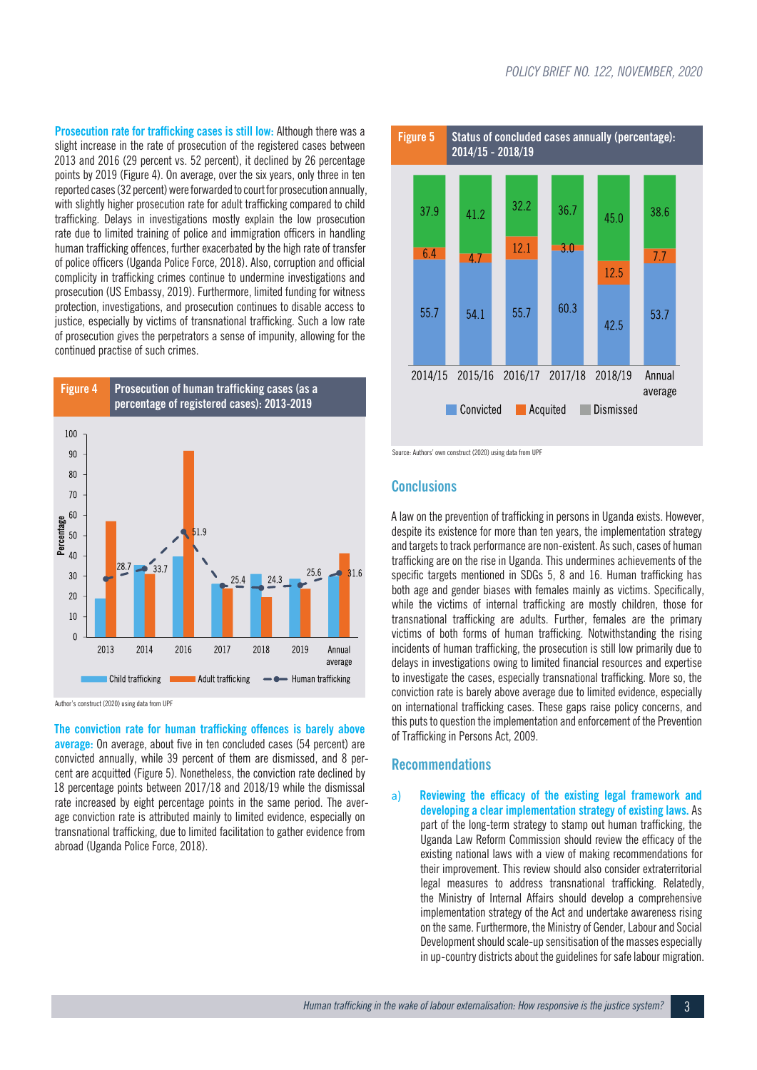**Prosecution rate for trafficking cases is still low:** Although there was a slight increase in the rate of prosecution of the registered cases between 2013 and 2016 (29 percent vs. 52 percent), it declined by 26 percentage points by 2019 (Figure 4). On average, over the six years, only three in ten reported cases (32 percent) were forwarded to court for prosecution annually, with slightly higher prosecution rate for adult trafficking compared to child trafficking. Delays in investigations mostly explain the low prosecution rate due to limited training of police and immigration officers in handling human trafficking offences, further exacerbated by the high rate of transfer of police officers (Uganda Police Force, 2018). Also, corruption and official complicity in trafficking crimes continue to undermine investigations and prosecution (US Embassy, 2019). Furthermore, limited funding for witness protection, investigations, and prosecution continues to disable access to justice, especially by victims of transnational trafficking. Such a low rate of prosecution gives the perpetrators a sense of impunity, allowing for the continued practise of such crimes.

**Figure 4** Prosecution of human trafficking cases (as a percentage of registered cases): 2013-2019

| | 2013 | 2014 | 2016 | 2017 | 2018 | 2019 | Annual average |
|---|---|---|---|---|---|---|---|
| Human trafficking | 28.7 | 33.7 | 51.9 | 25.4 | 24.3 | 25.6 | 31.6 |

Author's construct (2020) using data from UPF

**The conviction rate for human trafficking offences is barely above average:** On average, about five in ten concluded cases (54 percent) are convicted annually, while 39 percent of them are dismissed, and 8 percent are acquitted (Figure 5). Nonetheless, the conviction rate declined by 18 percentage points between 2017/18 and 2018/19 while the dismissal rate increased by eight percentage points in the same period. The average conviction rate is attributed mainly to limited evidence, especially on transnational trafficking, due to limited facilitation to gather evidence from abroad (Uganda Police Force, 2018).

**Figure 5** Status of concluded cases annually (percentage): 2014/15 - 2018/19

| | 2014/15 | 2015/16 | 2016/17 | 2017/18 | 2018/19 | Annual average |
|---|---|---|---|---|---|---|
| Convicted | 55.7 | 54.1 | 55.7 | 60.3 | 42.5 | 53.7 |
| Acquited | 6.4 | 4.7 | 12.1 | 3.0 | 12.5 | 7.7 |
| Dismissed | 37.9 | 41.2 | 32.2 | 36.7 | 45.0 | 38.6 |

Source: Authors' own construct (2020) using data from UPF

## Conclusions

A law on the prevention of trafficking in persons in Uganda exists. However, despite its existence for more than ten years, the implementation strategy and targets to track performance are non-existent. As such, cases of human trafficking are on the rise in Uganda. This undermines achievements of the specific targets mentioned in SDGs 5, 8 and 16. Human trafficking has both age and gender biases with females mainly as victims. Specifically, while the victims of internal trafficking are mostly children, those for transnational trafficking are adults. Further, females are the primary victims of both forms of human trafficking. Notwithstanding the rising incidents of human trafficking, the prosecution is still low primarily due to delays in investigations owing to limited financial resources and expertise to investigate the cases, especially transnational trafficking. More so, the conviction rate is barely above average due to limited evidence, especially on international trafficking cases. These gaps raise policy concerns, and this puts to question the implementation and enforcement of the Prevention of Trafficking in Persons Act, 2009.

## Recommendations

a) **Reviewing the efficacy of the existing legal framework and developing a clear implementation strategy of existing laws.** As part of the long-term strategy to stamp out human trafficking, the Uganda Law Reform Commission should review the efficacy of the existing national laws with a view of making recommendations for their improvement. This review should also consider extraterritorial legal measures to address transnational trafficking. Relatedly, the Ministry of Internal Affairs should develop a comprehensive implementation strategy of the Act and undertake awareness rising on the same. Furthermore, the Ministry of Gender, Labour and Social Development should scale-up sensitisation of the masses especially in up-country districts about the guidelines for safe labour migration.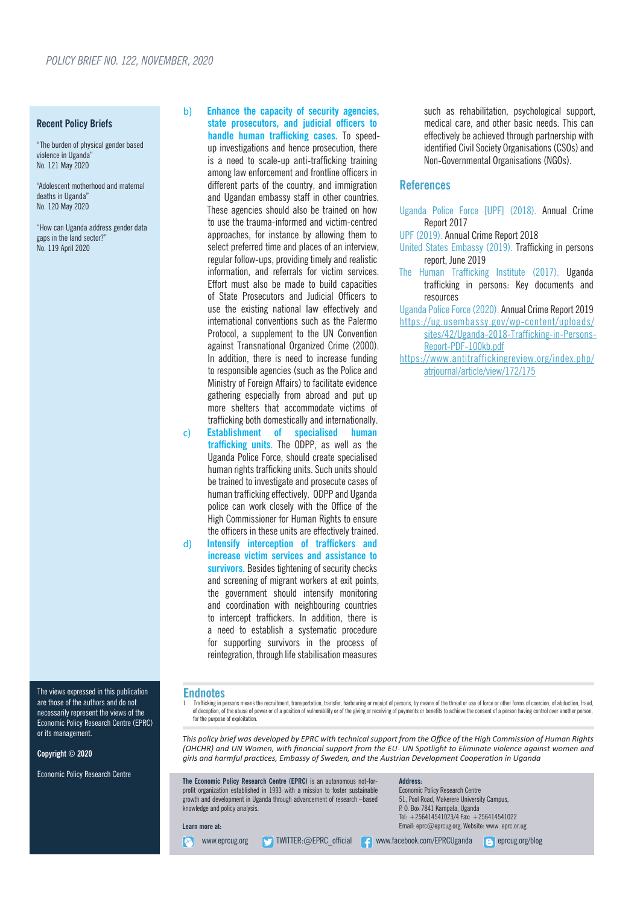### Recent Policy Briefs

"The burden of physical gender based violence in Uganda"
No. 121 May 2020

"Adolescent motherhood and maternal deaths in Uganda"
No. 120 May 2020

"How can Uganda address gender data gaps in the land sector?"
No. 119 April 2020

b) **Enhance the capacity of security agencies, state prosecutors, and judicial officers to handle human trafficking cases.** To speed-up investigations and hence prosecution, there is a need to scale-up anti-trafficking training among law enforcement and frontline officers in different parts of the country, and immigration and Ugandan embassy staff in other countries. These agencies should also be trained on how to use the trauma-informed and victim-centred approaches, for instance by allowing them to select preferred time and places of an interview, regular follow-ups, providing timely and realistic information, and referrals for victim services. Effort must also be made to build capacities of State Prosecutors and Judicial Officers to use the existing national law effectively and international conventions such as the Palermo Protocol, a supplement to the UN Convention against Transnational Organized Crime (2000). In addition, there is need to increase funding to responsible agencies (such as the Police and Ministry of Foreign Affairs) to facilitate evidence gathering especially from abroad and put up more shelters that accommodate victims of trafficking both domestically and internationally.

c) **Establishment of specialised human trafficking units.** The ODPP, as well as the Uganda Police Force, should create specialised human rights trafficking units. Such units should be trained to investigate and prosecute cases of human trafficking effectively. ODPP and Uganda police can work closely with the Office of the High Commissioner for Human Rights to ensure the officers in these units are effectively trained.

d) **Intensify interception of traffickers and increase victim services and assistance to survivors.** Besides tightening of security checks and screening of migrant workers at exit points, the government should intensify monitoring and coordination with neighbouring countries to intercept traffickers. In addition, there is a need to establish a systematic procedure for supporting survivors in the process of reintegration, through life stabilisation measures such as rehabilitation, psychological support, medical care, and other basic needs. This can effectively be achieved through partnership with identified Civil Society Organisations (CSOs) and Non-Governmental Organisations (NGOs).

## References

Uganda Police Force [UPF] (2018). Annual Crime Report 2017

UPF (2019). Annual Crime Report 2018

United States Embassy (2019). Trafficking in persons report, June 2019

The Human Trafficking Institute (2017). Uganda trafficking in persons: Key documents and resources

Uganda Police Force (2020). Annual Crime Report 2019

https://ug.usembassy.gov/wp-content/uploads/sites/42/Uganda-2018-Trafficking-in-Persons-Report-PDF-100kb.pdf

https://www.antitraffickingreview.org/index.php/atrjournal/article/view/172/175

## Endnotes

1 Trafficking in persons means the recruitment, transportation, transfer, harbouring or receipt of persons, by means of the threat or use of force or other forms of coercion, of abduction, fraud, of deception, of the abuse of power or of a position of vulnerability or of the giving or receiving of payments or benefits to achieve the consent of a person having control over another person, for the purpose of exploitation.

*This policy brief was developed by EPRC with technical support from the Office of the High Commission of Human Rights (OHCHR) and UN Women, with financial support from the EU- UN Spotlight to Eliminate violence against women and girls and harmful practices, Embassy of Sweden, and the Austrian Development Cooperation in Uganda*

The views expressed in this publication are those of the authors and do not necessarily represent the views of the Economic Policy Research Centre (EPRC) or its management.

**Copyright © 2020**

Economic Policy Research Centre

**The Economic Policy Research Centre (EPRC)** is an autonomous not-for-profit organization established in 1993 with a mission to foster sustainable growth and development in Uganda through advancement of research –based knowledge and policy analysis.

**Learn more at:**

www.eprcug.org TWITTER:@EPRC_official www.facebook.com/EPRCUganda eprcug.org/blog

**Address:**
Economic Policy Research Centre
51, Pool Road, Makerere University Campus,
P. O. Box 7841 Kampala, Uganda
Tel: +256414541023/4 Fax: +256414541022
Email: eprc@eprcug.org, Website: www. eprc.or.ug